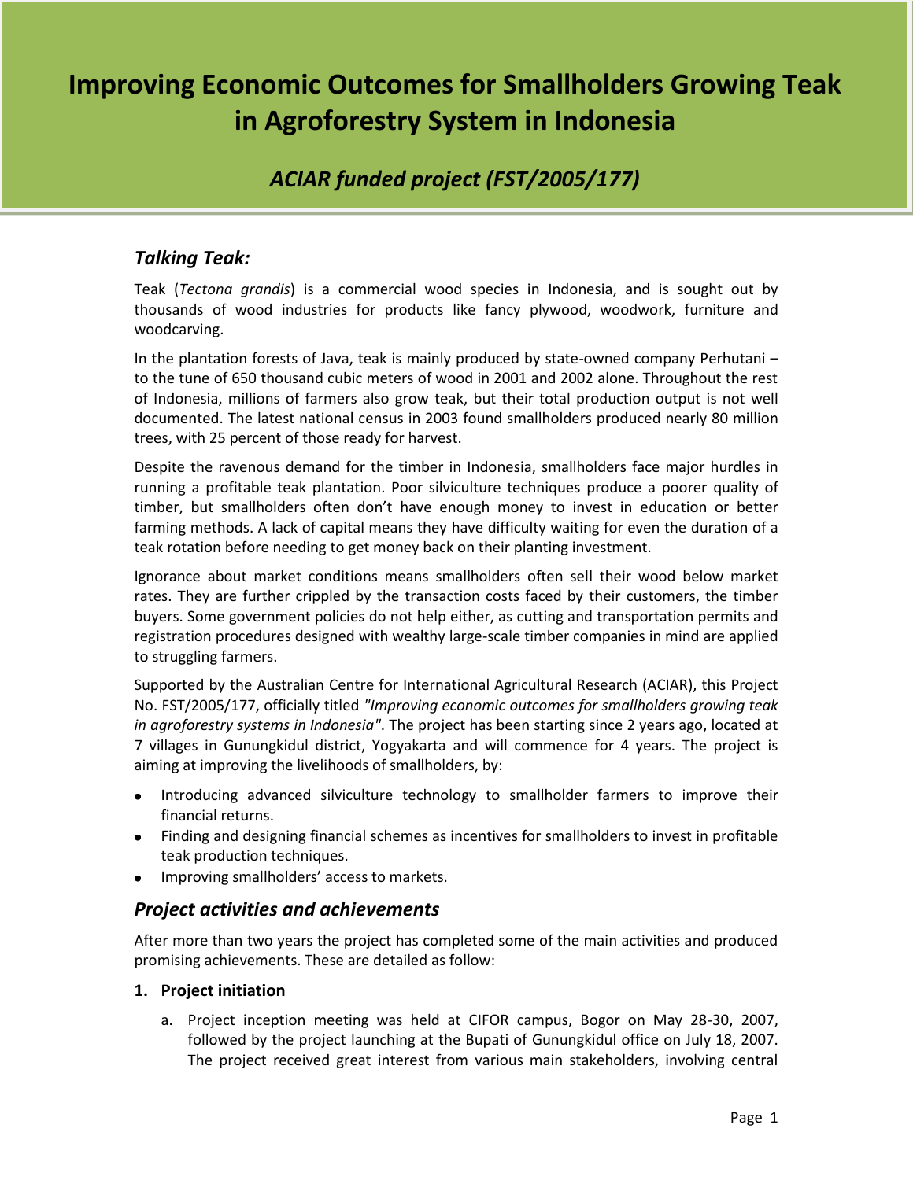# Improving Economic Outcomes for Smallholders Growing Teak in Agroforestry System in Indonesia

## *ACIAR funded project (FST/2005/177)*

## *Talking Teak:*

Teak (*Tectona grandis*) is a commercial wood species in Indonesia, and is sought out by thousands of wood industries for products like fancy plywood, woodwork, furniture and woodcarving.

In the plantation forests of Java, teak is mainly produced by state-owned company Perhutani – to the tune of 650 thousand cubic meters of wood in 2001 and 2002 alone. Throughout the rest of Indonesia, millions of farmers also grow teak, but their total production output is not well documented. The latest national census in 2003 found smallholders produced nearly 80 million trees, with 25 percent of those ready for harvest.

Despite the ravenous demand for the timber in Indonesia, smallholders face major hurdles in running a profitable teak plantation. Poor silviculture techniques produce a poorer quality of timber, but smallholders often don't have enough money to invest in education or better farming methods. A lack of capital means they have difficulty waiting for even the duration of a teak rotation before needing to get money back on their planting investment.

Ignorance about market conditions means smallholders often sell their wood below market rates. They are further crippled by the transaction costs faced by their customers, the timber buyers. Some government policies do not help either, as cutting and transportation permits and registration procedures designed with wealthy large-scale timber companies in mind are applied to struggling farmers.

Supported by the Australian Centre for International Agricultural Research (ACIAR), this Project No. FST/2005/177, officially titled *"Improving economic outcomes for smallholders growing teak in agroforestry systems in Indonesia"*. The project has been starting since 2 years ago, located at 7 villages in Gunungkidul district, Yogyakarta and will commence for 4 years. The project is aiming at improving the livelihoods of smallholders, by:

- Introducing advanced silviculture technology to smallholder farmers to improve their financial returns.
- Finding and designing financial schemes as incentives for smallholders to invest in profitable teak production techniques.
- Improving smallholders' access to markets.

## *Project activities and achievements*

After more than two years the project has completed some of the main activities and produced promising achievements. These are detailed as follow:

### 1. Project initiation

a. Project inception meeting was held at CIFOR campus, Bogor on May 28-30, 2007, followed by the project launching at the Bupati of Gunungkidul office on July 18, 2007. The project received great interest from various main stakeholders, involving central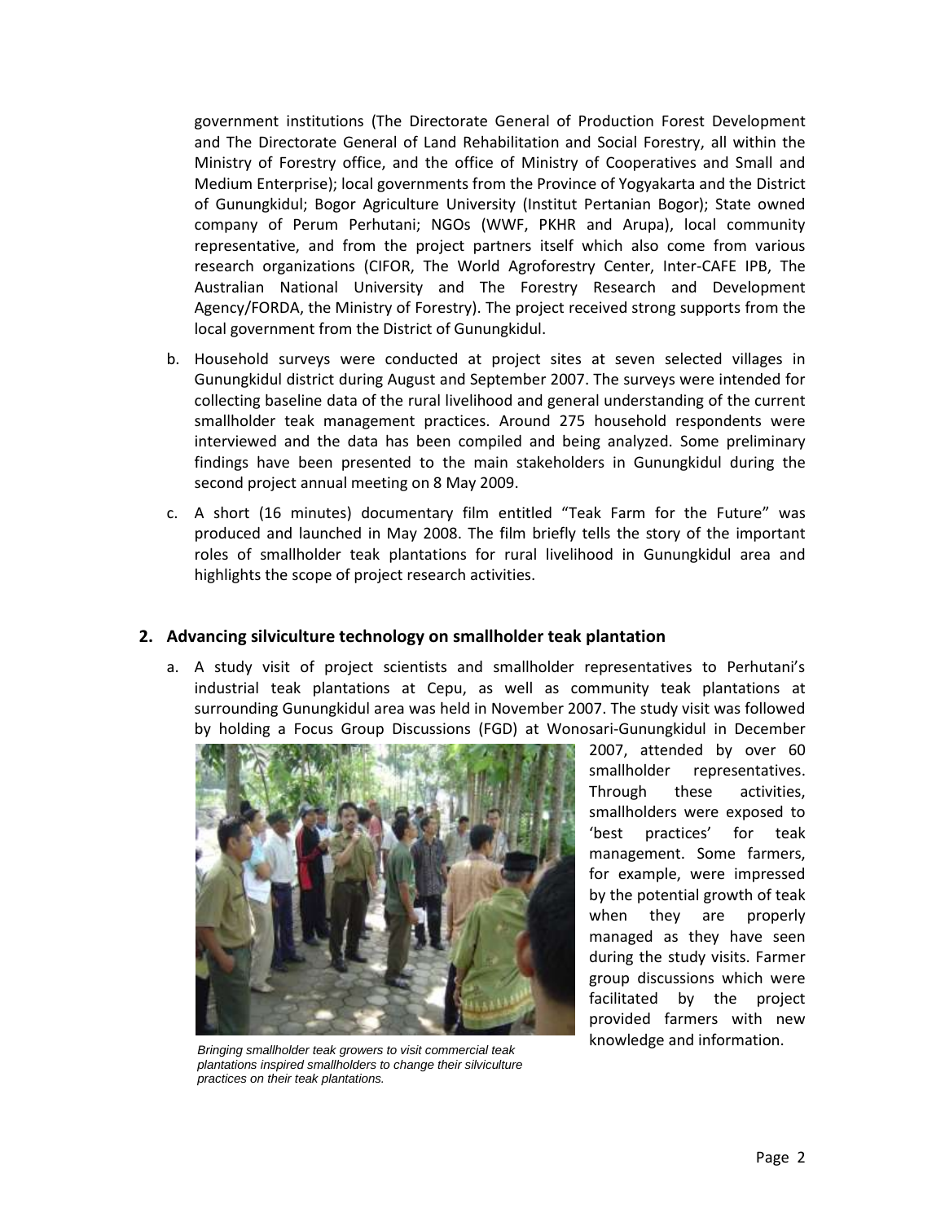government institutions (The Directorate General of Production Forest Development and The Directorate General of Land Rehabilitation and Social Forestry, all within the Ministry of Forestry office, and the office of Ministry of Cooperatives and Small and Medium Enterprise); local governments from the Province of Yogyakarta and the District of Gunungkidul; Bogor Agriculture University (Institut Pertanian Bogor); State owned company of Perum Perhutani; NGOs (WWF, PKHR and Arupa), local community representative, and from the project partners itself which also come from various research organizations (CIFOR, The World Agroforestry Center, Inter-CAFE IPB, The Australian National University and The Forestry Research and Development Agency/FORDA, the Ministry of Forestry). The project received strong supports from the local government from the District of Gunungkidul.

b. Household surveys were conducted at project sites at seven selected villages in Gunungkidul district during August and September 2007. The surveys were intended for collecting baseline data of the rural livelihood and general understanding of the current smallholder teak management practices. Around 275 household respondents were interviewed and the data has been compiled and being analyzed. Some preliminary findings have been presented to the main stakeholders in Gunungkidul during the second project annual meeting on 8 May 2009.

c. A short (16 minutes) documentary film entitled "Teak Farm for the Future" was produced and launched in May 2008. The film briefly tells the story of the important roles of smallholder teak plantations for rural livelihood in Gunungkidul area and highlights the scope of project research activities.

## 2. Advancing silviculture technology on smallholder teak plantation

a. A study visit of project scientists and smallholder representatives to Perhutani's industrial teak plantations at Cepu, as well as community teak plantations at surrounding Gunungkidul area was held in November 2007. The study visit was followed by holding a Focus Group Discussions (FGD) at Wonosari-Gunungkidul in December 2007, attended by over 60 smallholder representatives. Through these activities, smallholders were exposed to 'best practices' for teak management. Some farmers, for example, were impressed by the potential growth of teak when they are properly managed as they have seen during the study visits. Farmer group discussions which were facilitated by the project provided farmers with new knowledge and information.

*Bringing smallholder teak growers to visit commercial teak plantations inspired smallholders to change their silviculture practices on their teak plantations.*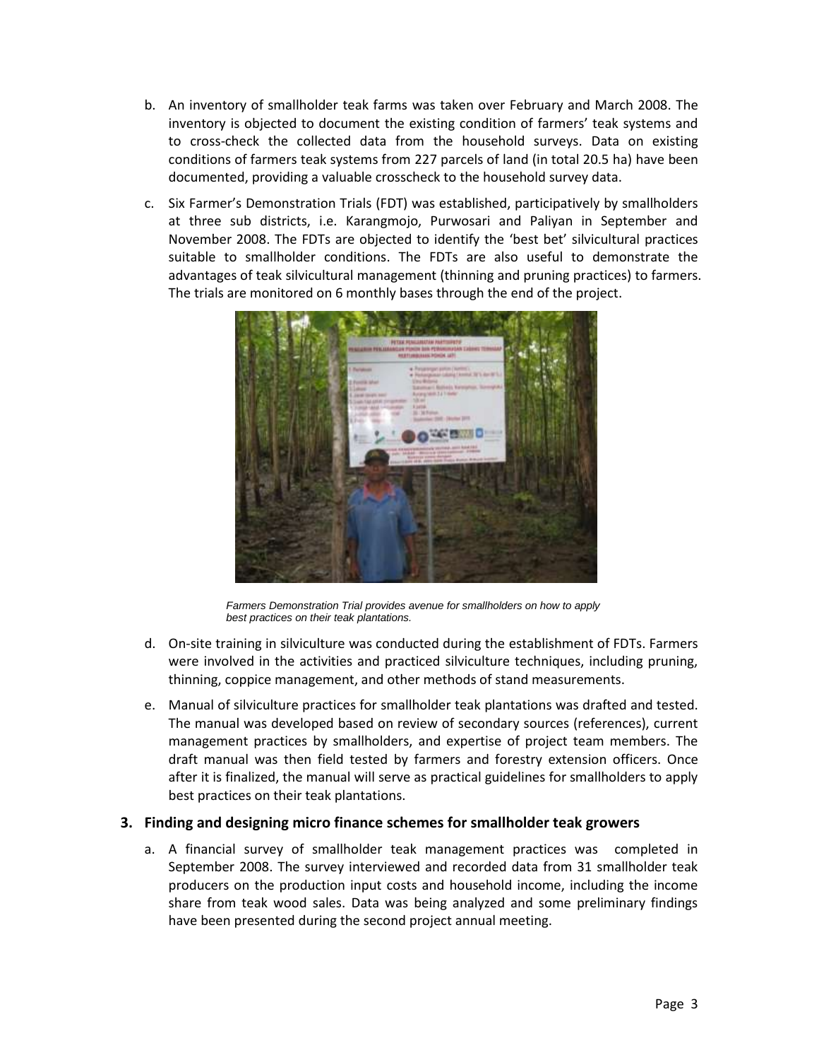b. An inventory of smallholder teak farms was taken over February and March 2008. The inventory is objected to document the existing condition of farmers' teak systems and to cross-check the collected data from the household surveys. Data on existing conditions of farmers teak systems from 227 parcels of land (in total 20.5 ha) have been documented, providing a valuable crosscheck to the household survey data.

c. Six Farmer's Demonstration Trials (FDT) was established, participatively by smallholders at three sub districts, i.e. Karangmojo, Purwosari and Paliyan in September and November 2008. The FDTs are objected to identify the 'best bet' silvicultural practices suitable to smallholder conditions. The FDTs are also useful to demonstrate the advantages of teak silvicultural management (thinning and pruning practices) to farmers. The trials are monitored on 6 monthly bases through the end of the project.

*Farmers Demonstration Trial provides avenue for smallholders on how to apply best practices on their teak plantations.*

d. On-site training in silviculture was conducted during the establishment of FDTs. Farmers were involved in the activities and practiced silviculture techniques, including pruning, thinning, coppice management, and other methods of stand measurements.

e. Manual of silviculture practices for smallholder teak plantations was drafted and tested. The manual was developed based on review of secondary sources (references), current management practices by smallholders, and expertise of project team members. The draft manual was then field tested by farmers and forestry extension officers. Once after it is finalized, the manual will serve as practical guidelines for smallholders to apply best practices on their teak plantations.

### 3. Finding and designing micro finance schemes for smallholder teak growers

a. A financial survey of smallholder teak management practices was completed in September 2008. The survey interviewed and recorded data from 31 smallholder teak producers on the production input costs and household income, including the income share from teak wood sales. Data was being analyzed and some preliminary findings have been presented during the second project annual meeting.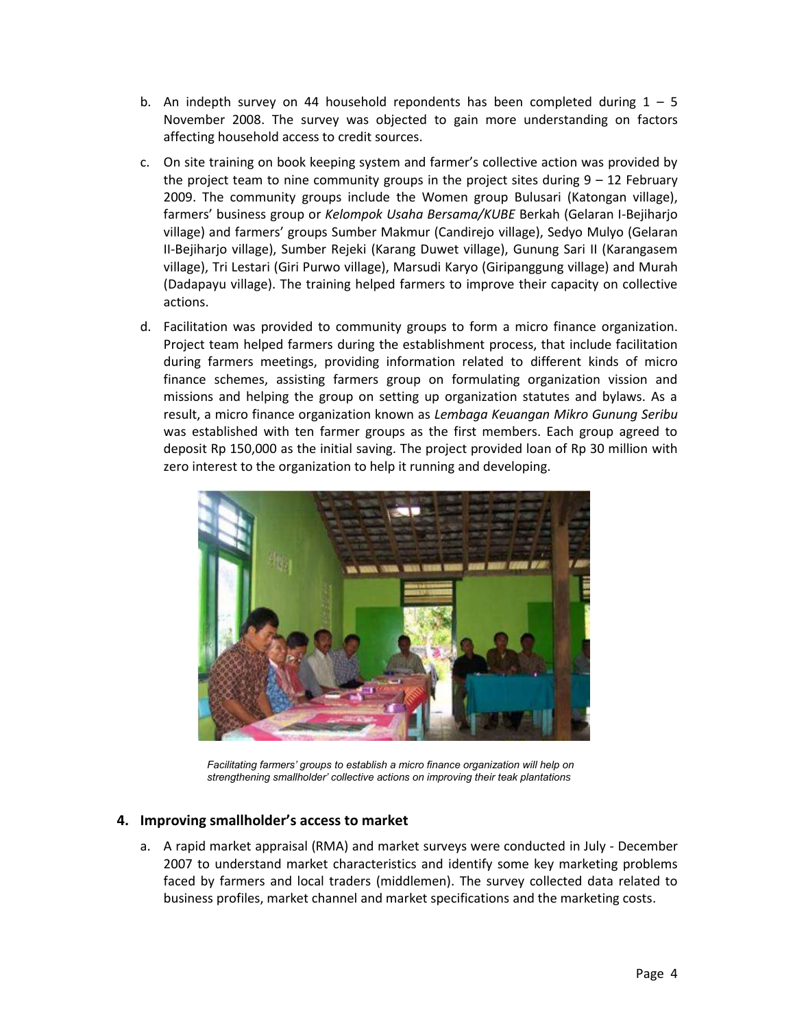b. An indepth survey on 44 household repondents has been completed during 1 – 5 November 2008. The survey was objected to gain more understanding on factors affecting household access to credit sources.

c. On site training on book keeping system and farmer's collective action was provided by the project team to nine community groups in the project sites during 9 – 12 February 2009. The community groups include the Women group Bulusari (Katongan village), farmers' business group or *Kelompok Usaha Bersama/KUBE* Berkah (Gelaran I-Bejiharjo village) and farmers' groups Sumber Makmur (Candirejo village), Sedyo Mulyo (Gelaran II-Bejiharjo village), Sumber Rejeki (Karang Duwet village), Gunung Sari II (Karangasem village), Tri Lestari (Giri Purwo village), Marsudi Karyo (Giripanggung village) and Murah (Dadapayu village). The training helped farmers to improve their capacity on collective actions.

d. Facilitation was provided to community groups to form a micro finance organization. Project team helped farmers during the establishment process, that include facilitation during farmers meetings, providing information related to different kinds of micro finance schemes, assisting farmers group on formulating organization vission and missions and helping the group on setting up organization statutes and bylaws. As a result, a micro finance organization known as *Lembaga Keuangan Mikro Gunung Seribu* was established with ten farmer groups as the first members. Each group agreed to deposit Rp 150,000 as the initial saving. The project provided loan of Rp 30 million with zero interest to the organization to help it running and developing.

*Facilitating farmers' groups to establish a micro finance organization will help on strengthening smallholder' collective actions on improving their teak plantations*

## 4. Improving smallholder's access to market

a. A rapid market appraisal (RMA) and market surveys were conducted in July - December 2007 to understand market characteristics and identify some key marketing problems faced by farmers and local traders (middlemen). The survey collected data related to business profiles, market channel and market specifications and the marketing costs.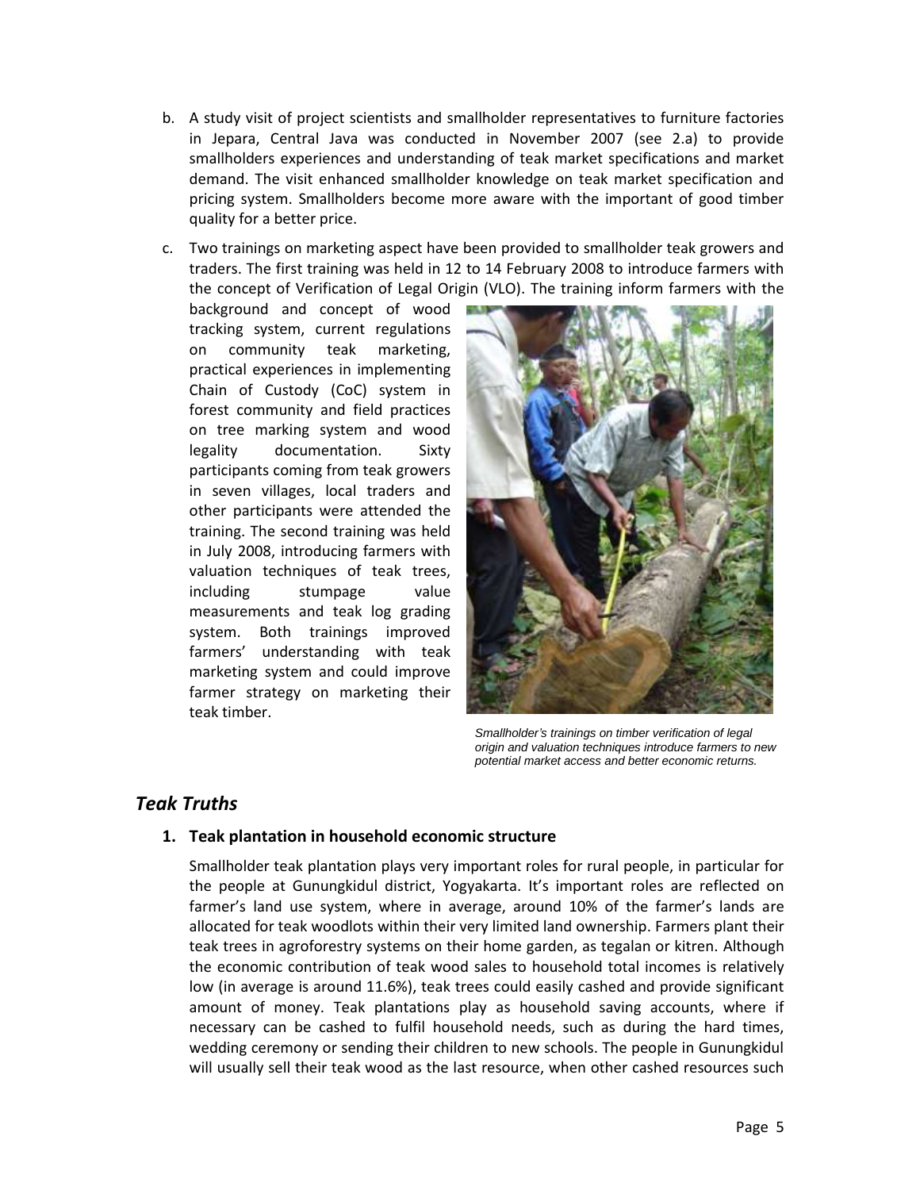b. A study visit of project scientists and smallholder representatives to furniture factories in Jepara, Central Java was conducted in November 2007 (see 2.a) to provide smallholders experiences and understanding of teak market specifications and market demand. The visit enhanced smallholder knowledge on teak market specification and pricing system. Smallholders become more aware with the important of good timber quality for a better price.

c. Two trainings on marketing aspect have been provided to smallholder teak growers and traders. The first training was held in 12 to 14 February 2008 to introduce farmers with the concept of Verification of Legal Origin (VLO). The training inform farmers with the background and concept of wood tracking system, current regulations on community teak marketing, practical experiences in implementing Chain of Custody (CoC) system in forest community and field practices on tree marking system and wood legality documentation. Sixty participants coming from teak growers in seven villages, local traders and other participants were attended the training. The second training was held in July 2008, introducing farmers with valuation techniques of teak trees, including stumpage value measurements and teak log grading system. Both trainings improved farmers' understanding with teak marketing system and could improve farmer strategy on marketing their teak timber.

*Smallholder's trainings on timber verification of legal origin and valuation techniques introduce farmers to new potential market access and better economic returns.*

## *Teak Truths*

### 1. Teak plantation in household economic structure

Smallholder teak plantation plays very important roles for rural people, in particular for the people at Gunungkidul district, Yogyakarta. It's important roles are reflected on farmer's land use system, where in average, around 10% of the farmer's lands are allocated for teak woodlots within their very limited land ownership. Farmers plant their teak trees in agroforestry systems on their home garden, as tegalan or kitren. Although the economic contribution of teak wood sales to household total incomes is relatively low (in average is around 11.6%), teak trees could easily cashed and provide significant amount of money. Teak plantations play as household saving accounts, where if necessary can be cashed to fulfil household needs, such as during the hard times, wedding ceremony or sending their children to new schools. The people in Gunungkidul will usually sell their teak wood as the last resource, when other cashed resources such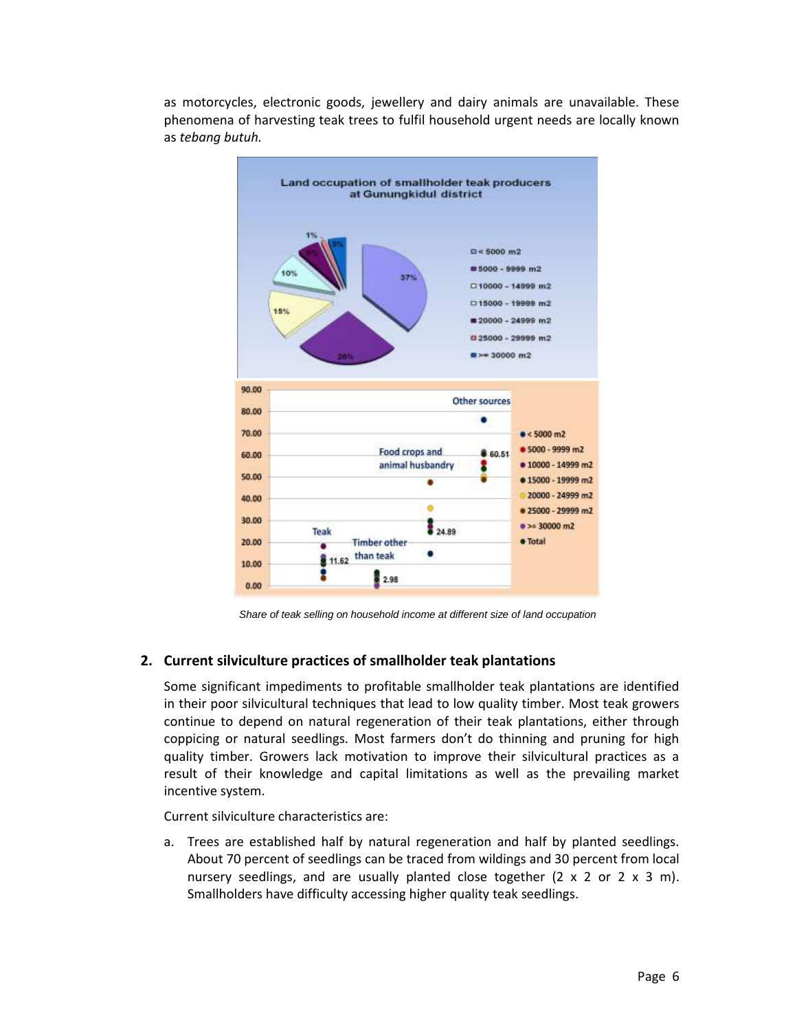as motorcycles, electronic goods, jewellery and dairy animals are unavailable. These phenomena of harvesting teak trees to fulfil household urgent needs are locally known as *tebang butuh.*

*Share of teak selling on household income at different size of land occupation*

## 2. Current silviculture practices of smallholder teak plantations

Some significant impediments to profitable smallholder teak plantations are identified in their poor silvicultural techniques that lead to low quality timber. Most teak growers continue to depend on natural regeneration of their teak plantations, either through coppicing or natural seedlings. Most farmers don't do thinning and pruning for high quality timber. Growers lack motivation to improve their silvicultural practices as a result of their knowledge and capital limitations as well as the prevailing market incentive system.

Current silviculture characteristics are:

a. Trees are established half by natural regeneration and half by planted seedlings. About 70 percent of seedlings can be traced from wildings and 30 percent from local nursery seedlings, and are usually planted close together (2 x 2 or 2 x 3 m). Smallholders have difficulty accessing higher quality teak seedlings.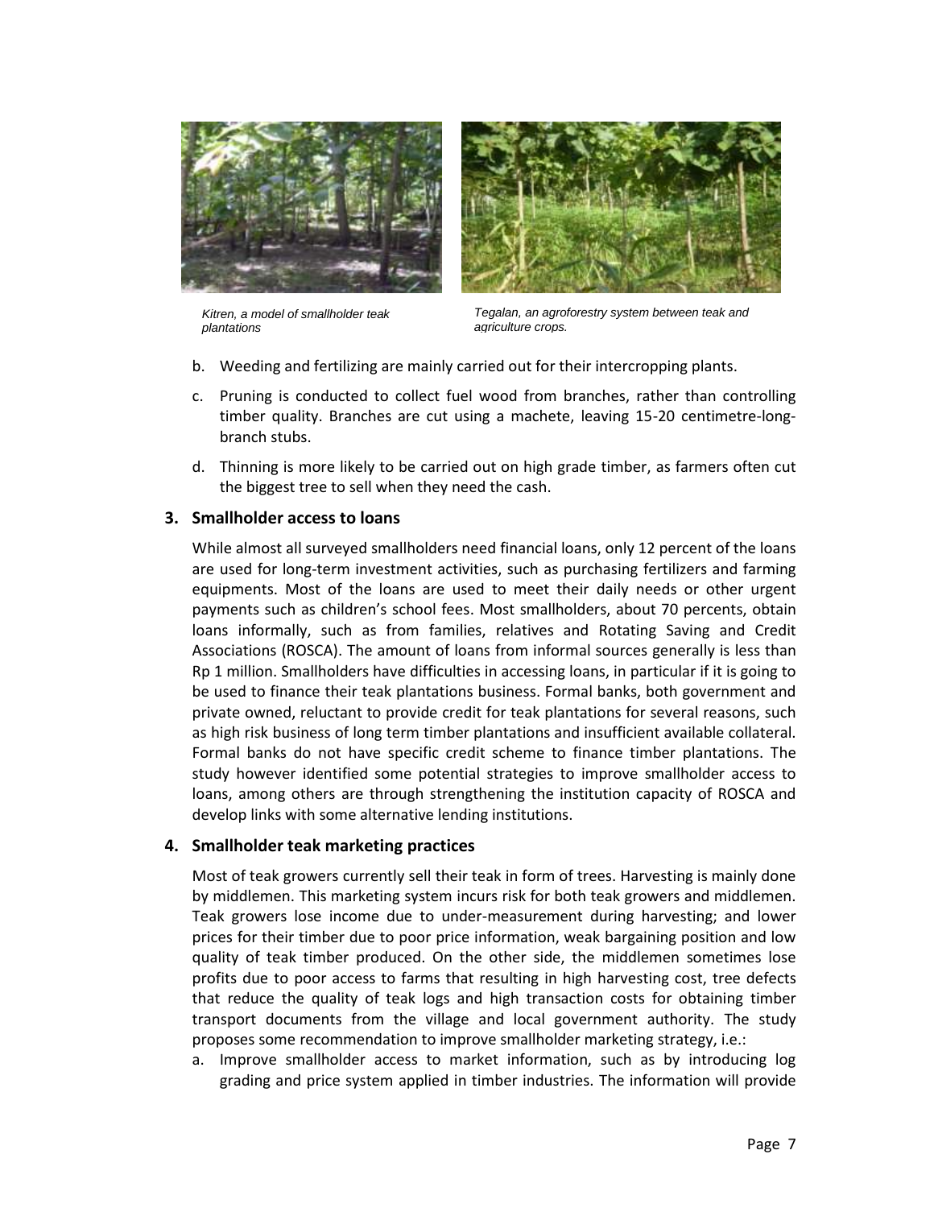*Kitren, a model of smallholder teak plantations*

*Tegalan, an agroforestry system between teak and agriculture crops.*

b. Weeding and fertilizing are mainly carried out for their intercropping plants.

c. Pruning is conducted to collect fuel wood from branches, rather than controlling timber quality. Branches are cut using a machete, leaving 15-20 centimetre-long-branch stubs.

d. Thinning is more likely to be carried out on high grade timber, as farmers often cut the biggest tree to sell when they need the cash.

### 3. Smallholder access to loans

While almost all surveyed smallholders need financial loans, only 12 percent of the loans are used for long-term investment activities, such as purchasing fertilizers and farming equipments. Most of the loans are used to meet their daily needs or other urgent payments such as children's school fees. Most smallholders, about 70 percents, obtain loans informally, such as from families, relatives and Rotating Saving and Credit Associations (ROSCA). The amount of loans from informal sources generally is less than Rp 1 million. Smallholders have difficulties in accessing loans, in particular if it is going to be used to finance their teak plantations business. Formal banks, both government and private owned, reluctant to provide credit for teak plantations for several reasons, such as high risk business of long term timber plantations and insufficient available collateral. Formal banks do not have specific credit scheme to finance timber plantations. The study however identified some potential strategies to improve smallholder access to loans, among others are through strengthening the institution capacity of ROSCA and develop links with some alternative lending institutions.

### 4. Smallholder teak marketing practices

Most of teak growers currently sell their teak in form of trees. Harvesting is mainly done by middlemen. This marketing system incurs risk for both teak growers and middlemen. Teak growers lose income due to under-measurement during harvesting; and lower prices for their timber due to poor price information, weak bargaining position and low quality of teak timber produced. On the other side, the middlemen sometimes lose profits due to poor access to farms that resulting in high harvesting cost, tree defects that reduce the quality of teak logs and high transaction costs for obtaining timber transport documents from the village and local government authority. The study proposes some recommendation to improve smallholder marketing strategy, i.e.:

a. Improve smallholder access to market information, such as by introducing log grading and price system applied in timber industries. The information will provide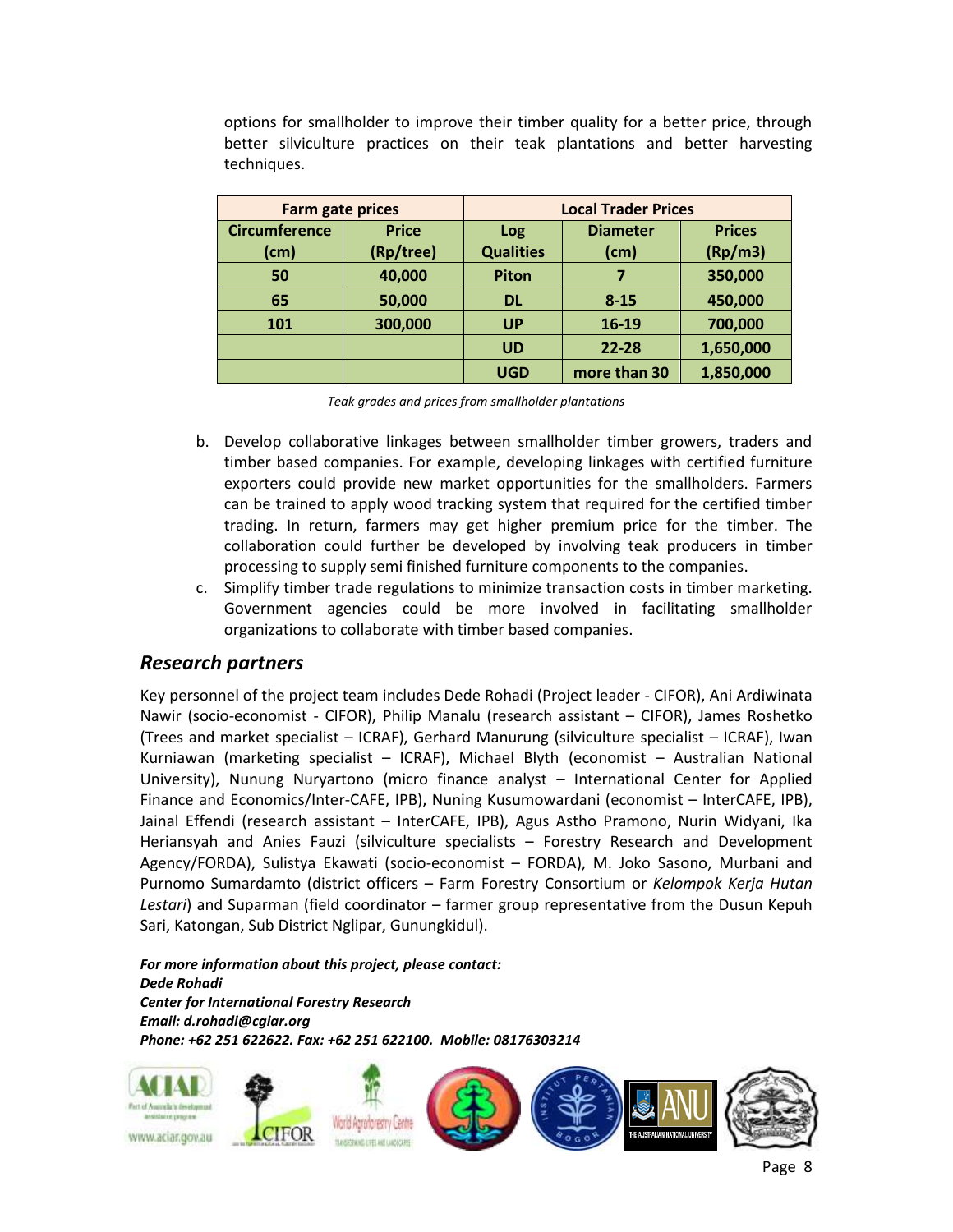options for smallholder to improve their timber quality for a better price, through better silviculture practices on their teak plantations and better harvesting techniques.

| Farm gate prices | | Local Trader Prices | | |
|---|---|---|---|---|
| Circumference (cm) | Price (Rp/tree) | Log Qualities | Diameter (cm) | Prices (Rp/m3) |
| 50 | 40,000 | Piton | 7 | 350,000 |
| 65 | 50,000 | DL | 8-15 | 450,000 |
| 101 | 300,000 | UP | 16-19 | 700,000 |
| | | UD | 22-28 | 1,650,000 |
| | | UGD | more than 30 | 1,850,000 |

*Teak grades and prices from smallholder plantations*

b. Develop collaborative linkages between smallholder timber growers, traders and timber based companies. For example, developing linkages with certified furniture exporters could provide new market opportunities for the smallholders. Farmers can be trained to apply wood tracking system that required for the certified timber trading. In return, farmers may get higher premium price for the timber. The collaboration could further be developed by involving teak producers in timber processing to supply semi finished furniture components to the companies.

c. Simplify timber trade regulations to minimize transaction costs in timber marketing. Government agencies could be more involved in facilitating smallholder organizations to collaborate with timber based companies.

## *Research partners*

Key personnel of the project team includes Dede Rohadi (Project leader - CIFOR), Ani Ardiwinata Nawir (socio-economist - CIFOR), Philip Manalu (research assistant – CIFOR), James Roshetko (Trees and market specialist – ICRAF), Gerhard Manurung (silviculture specialist – ICRAF), Iwan Kurniawan (marketing specialist – ICRAF), Michael Blyth (economist – Australian National University), Nunung Nuryartono (micro finance analyst – International Center for Applied Finance and Economics/Inter-CAFE, IPB), Nuning Kusumowardani (economist – InterCAFE, IPB), Jainal Effendi (research assistant – InterCAFE, IPB), Agus Astho Pramono, Nurin Widyani, Ika Heriansyah and Anies Fauzi (silviculture specialists – Forestry Research and Development Agency/FORDA), Sulistya Ekawati (socio-economist – FORDA), M. Joko Sasono, Murbani and Purnomo Sumardamto (district officers – Farm Forestry Consortium or *Kelompok Kerja Hutan Lestari*) and Suparman (field coordinator – farmer group representative from the Dusun Kepuh Sari, Katongan, Sub District Nglipar, Gunungkidul).

***For more information about this project, please contact:***
***Dede Rohadi***
***Center for International Forestry Research***
***Email: d.rohadi@cgiar.org***
***Phone: +62 251 622622. Fax: +62 251 622100. Mobile: 08176303214***